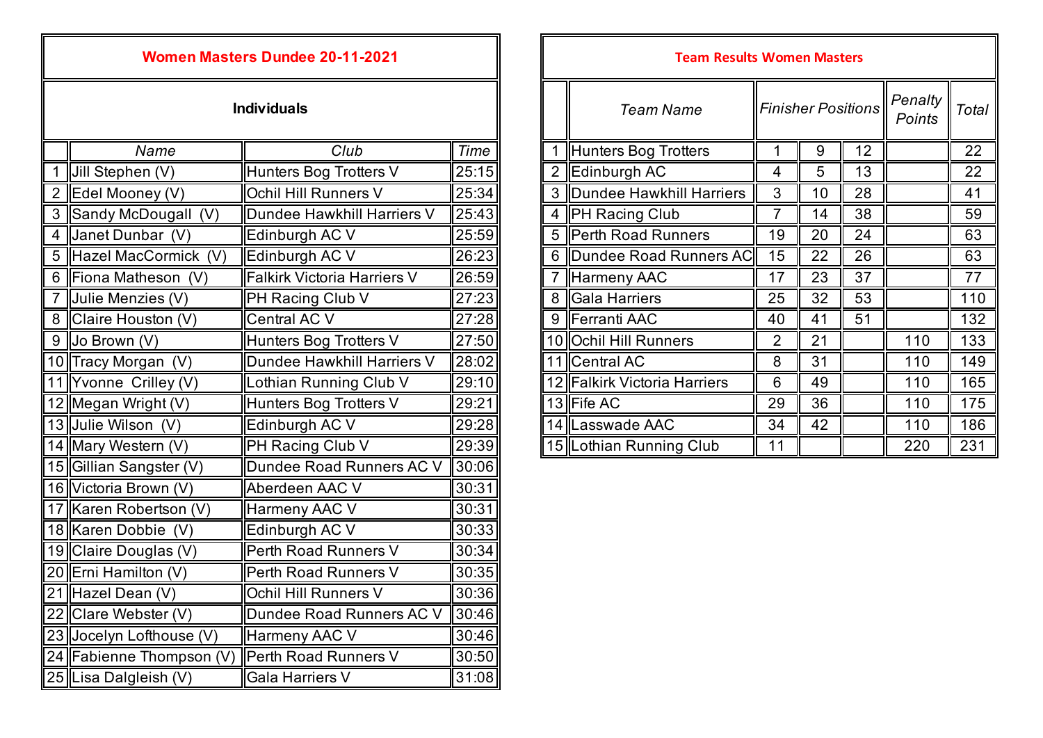## Women Masters Dundee 20-11-2021

### Individuals

| | Name | Club | Time |
|---|---|---|---|
| 1 | Jill Stephen (V) | Hunters Bog Trotters V | 25:15 |
| 2 | Edel Mooney (V) | Ochil Hill Runners V | 25:34 |
| 3 | Sandy McDougall (V) | Dundee Hawkhill Harriers V | 25:43 |
| 4 | Janet Dunbar (V) | Edinburgh AC V | 25:59 |
| 5 | Hazel MacCormick (V) | Edinburgh AC V | 26:23 |
| 6 | Fiona Matheson (V) | Falkirk Victoria Harriers V | 26:59 |
| 7 | Julie Menzies (V) | PH Racing Club V | 27:23 |
| 8 | Claire Houston (V) | Central AC V | 27:28 |
| 9 | Jo Brown (V) | Hunters Bog Trotters V | 27:50 |
| 10 | Tracy Morgan (V) | Dundee Hawkhill Harriers V | 28:02 |
| 11 | Yvonne Crilley (V) | Lothian Running Club V | 29:10 |
| 12 | Megan Wright (V) | Hunters Bog Trotters V | 29:21 |
| 13 | Julie Wilson (V) | Edinburgh AC V | 29:28 |
| 14 | Mary Western (V) | PH Racing Club V | 29:39 |
| 15 | Gillian Sangster (V) | Dundee Road Runners AC V | 30:06 |
| 16 | Victoria Brown (V) | Aberdeen AAC V | 30:31 |
| 17 | Karen Robertson (V) | Harmeny AAC V | 30:31 |
| 18 | Karen Dobbie (V) | Edinburgh AC V | 30:33 |
| 19 | Claire Douglas (V) | Perth Road Runners V | 30:34 |
| 20 | Erni Hamilton (V) | Perth Road Runners V | 30:35 |
| 21 | Hazel Dean (V) | Ochil Hill Runners V | 30:36 |
| 22 | Clare Webster (V) | Dundee Road Runners AC V | 30:46 |
| 23 | Jocelyn Lofthouse (V) | Harmeny AAC V | 30:46 |
| 24 | Fabienne Thompson (V) | Perth Road Runners V | 30:50 |
| 25 | Lisa Dalgleish (V) | Gala Harriers V | 31:08 |

## Team Results Women Masters

| | Team Name | Finisher Positions | | | Penalty Points | Total |
|---|---|---|---|---|---|---|
| 1 | Hunters Bog Trotters | 1 | 9 | 12 | | 22 |
| 2 | Edinburgh AC | 4 | 5 | 13 | | 22 |
| 3 | Dundee Hawkhill Harriers | 3 | 10 | 28 | | 41 |
| 4 | PH Racing Club | 7 | 14 | 38 | | 59 |
| 5 | Perth Road Runners | 19 | 20 | 24 | | 63 |
| 6 | Dundee Road Runners AC | 15 | 22 | 26 | | 63 |
| 7 | Harmeny AAC | 17 | 23 | 37 | | 77 |
| 8 | Gala Harriers | 25 | 32 | 53 | | 110 |
| 9 | Ferranti AAC | 40 | 41 | 51 | | 132 |
| 10 | Ochil Hill Runners | 2 | 21 | | 110 | 133 |
| 11 | Central AC | 8 | 31 | | 110 | 149 |
| 12 | Falkirk Victoria Harriers | 6 | 49 | | 110 | 165 |
| 13 | Fife AC | 29 | 36 | | 110 | 175 |
| 14 | Lasswade AAC | 34 | 42 | | 110 | 186 |
| 15 | Lothian Running Club | 11 | | | 220 | 231 |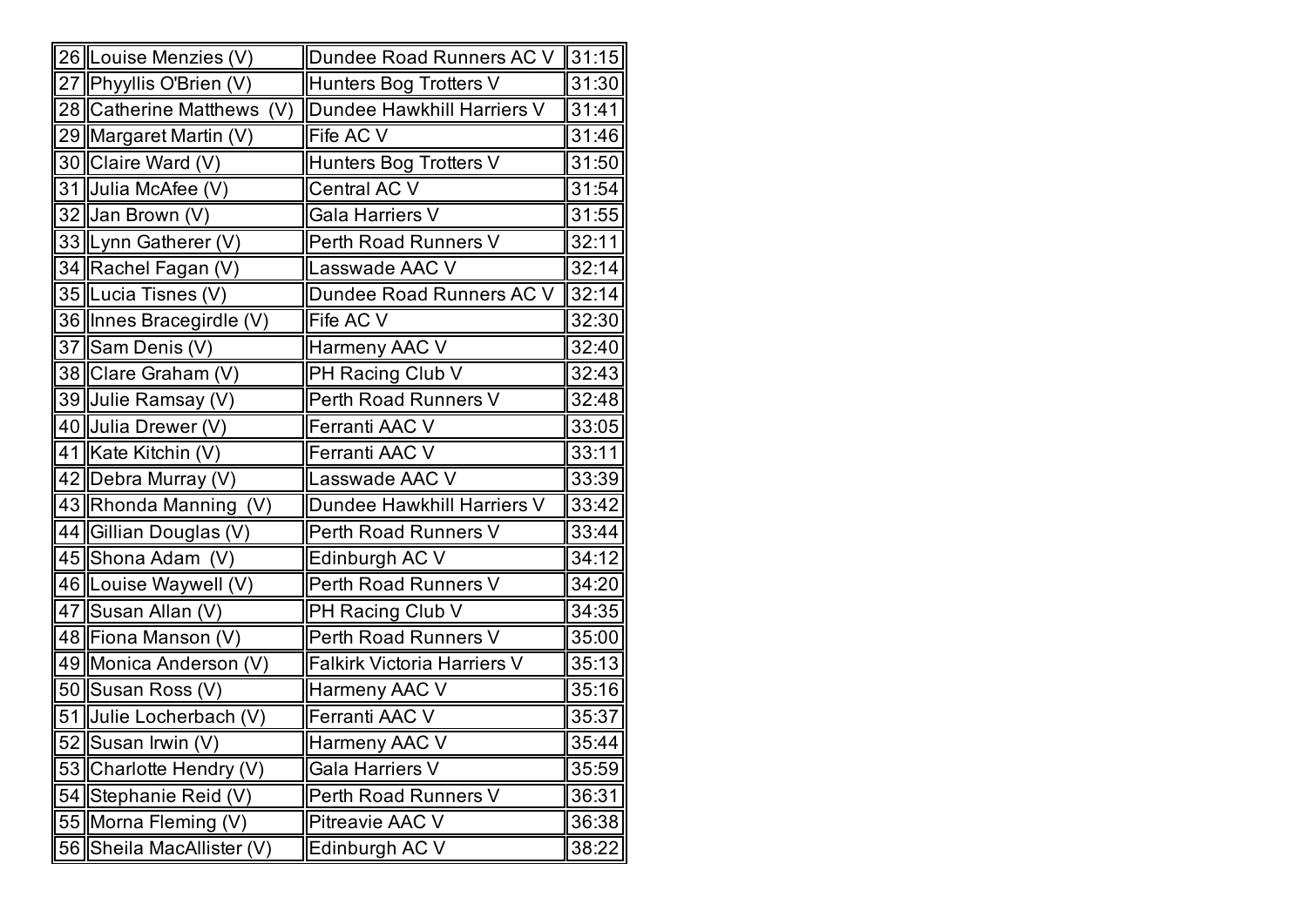| | | | |
|---|---|---|---|
| 26 | Louise Menzies (V) | Dundee Road Runners AC V | 31:15 |
| 27 | Phyyllis O'Brien (V) | Hunters Bog Trotters V | 31:30 |
| 28 | Catherine Matthews (V) | Dundee Hawkhill Harriers V | 31:41 |
| 29 | Margaret Martin (V) | Fife AC V | 31:46 |
| 30 | Claire Ward (V) | Hunters Bog Trotters V | 31:50 |
| 31 | Julia McAfee (V) | Central AC V | 31:54 |
| 32 | Jan Brown (V) | Gala Harriers V | 31:55 |
| 33 | Lynn Gatherer (V) | Perth Road Runners V | 32:11 |
| 34 | Rachel Fagan (V) | Lasswade AAC V | 32:14 |
| 35 | Lucia Tisnes (V) | Dundee Road Runners AC V | 32:14 |
| 36 | Innes Bracegirdle (V) | Fife AC V | 32:30 |
| 37 | Sam Denis (V) | Harmeny AAC V | 32:40 |
| 38 | Clare Graham (V) | PH Racing Club V | 32:43 |
| 39 | Julie Ramsay (V) | Perth Road Runners V | 32:48 |
| 40 | Julia Drewer (V) | Ferranti AAC V | 33:05 |
| 41 | Kate Kitchin (V) | Ferranti AAC V | 33:11 |
| 42 | Debra Murray (V) | Lasswade AAC V | 33:39 |
| 43 | Rhonda Manning (V) | Dundee Hawkhill Harriers V | 33:42 |
| 44 | Gillian Douglas (V) | Perth Road Runners V | 33:44 |
| 45 | Shona Adam (V) | Edinburgh AC V | 34:12 |
| 46 | Louise Waywell (V) | Perth Road Runners V | 34:20 |
| 47 | Susan Allan (V) | PH Racing Club V | 34:35 |
| 48 | Fiona Manson (V) | Perth Road Runners V | 35:00 |
| 49 | Monica Anderson (V) | Falkirk Victoria Harriers V | 35:13 |
| 50 | Susan Ross (V) | Harmeny AAC V | 35:16 |
| 51 | Julie Locherbach (V) | Ferranti AAC V | 35:37 |
| 52 | Susan Irwin (V) | Harmeny AAC V | 35:44 |
| 53 | Charlotte Hendry (V) | Gala Harriers V | 35:59 |
| 54 | Stephanie Reid (V) | Perth Road Runners V | 36:31 |
| 55 | Morna Fleming (V) | Pitreavie AAC V | 36:38 |
| 56 | Sheila MacAllister (V) | Edinburgh AC V | 38:22 |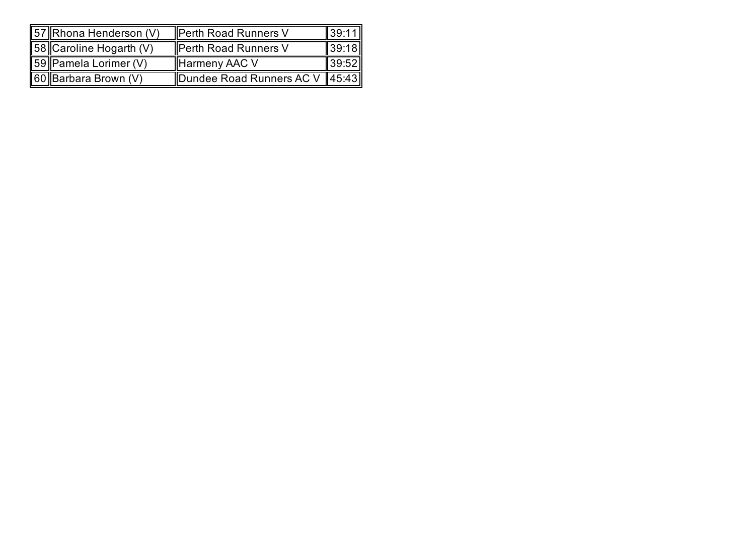| | | | |
|---|---|---|---|
| 57 | Rhona Henderson (V) | Perth Road Runners V | 39:11 |
| 58 | Caroline Hogarth (V) | Perth Road Runners V | 39:18 |
| 59 | Pamela Lorimer (V) | Harmeny AAC V | 39:52 |
| 60 | Barbara Brown (V) | Dundee Road Runners AC V | 45:43 |